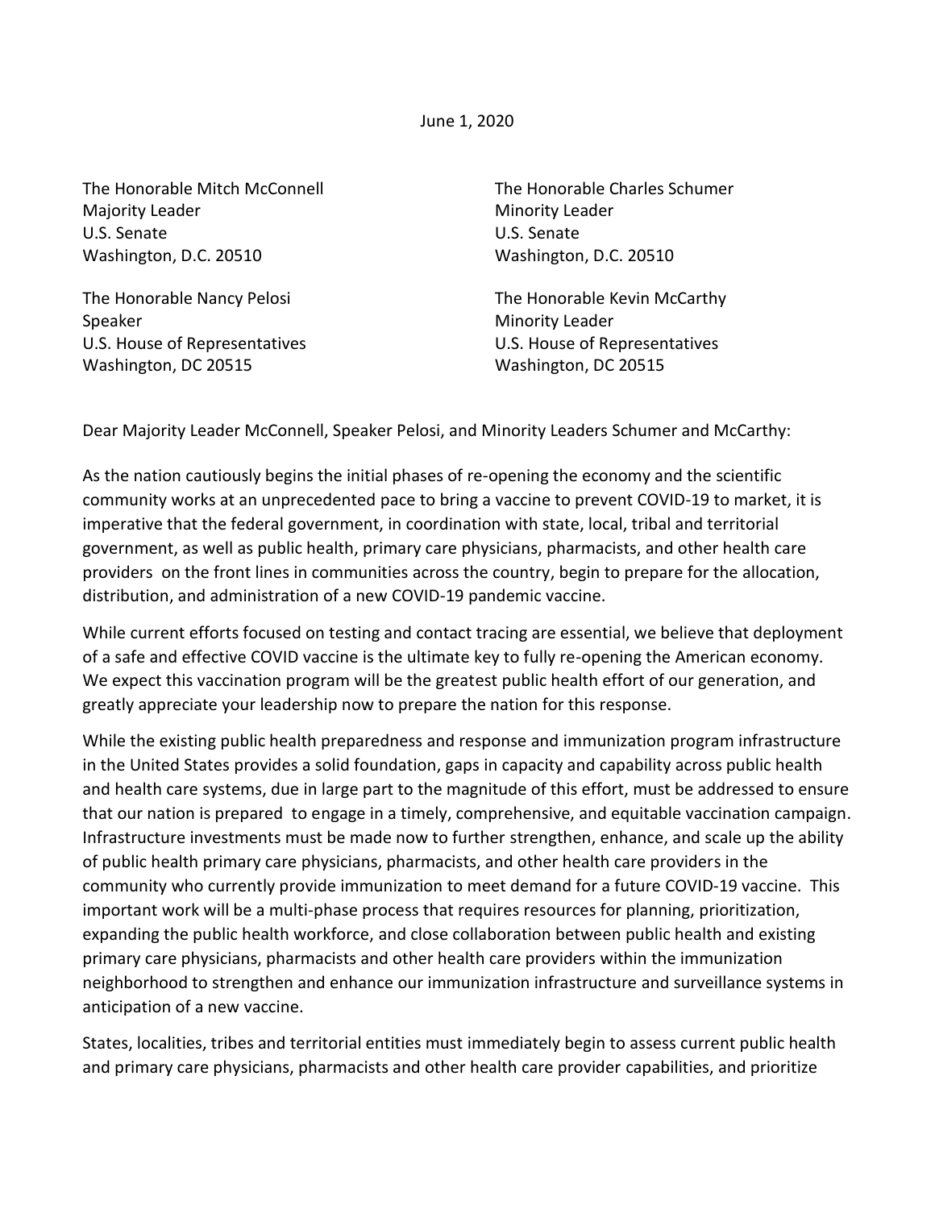June 1, 2020

The Honorable Mitch McConnell
Majority Leader
U.S. Senate
Washington, D.C. 20510

The Honorable Charles Schumer
Minority Leader
U.S. Senate
Washington, D.C. 20510

The Honorable Nancy Pelosi
Speaker
U.S. House of Representatives
Washington, DC 20515

The Honorable Kevin McCarthy
Minority Leader
U.S. House of Representatives
Washington, DC 20515

Dear Majority Leader McConnell, Speaker Pelosi, and Minority Leaders Schumer and McCarthy:

As the nation cautiously begins the initial phases of re-opening the economy and the scientific community works at an unprecedented pace to bring a vaccine to prevent COVID-19 to market, it is imperative that the federal government, in coordination with state, local, tribal and territorial government, as well as public health, primary care physicians, pharmacists, and other health care providers on the front lines in communities across the country, begin to prepare for the allocation, distribution, and administration of a new COVID-19 pandemic vaccine.

While current efforts focused on testing and contact tracing are essential, we believe that deployment of a safe and effective COVID vaccine is the ultimate key to fully re-opening the American economy. We expect this vaccination program will be the greatest public health effort of our generation, and greatly appreciate your leadership now to prepare the nation for this response.

While the existing public health preparedness and response and immunization program infrastructure in the United States provides a solid foundation, gaps in capacity and capability across public health and health care systems, due in large part to the magnitude of this effort, must be addressed to ensure that our nation is prepared to engage in a timely, comprehensive, and equitable vaccination campaign. Infrastructure investments must be made now to further strengthen, enhance, and scale up the ability of public health primary care physicians, pharmacists, and other health care providers in the community who currently provide immunization to meet demand for a future COVID-19 vaccine. This important work will be a multi-phase process that requires resources for planning, prioritization, expanding the public health workforce, and close collaboration between public health and existing primary care physicians, pharmacists and other health care providers within the immunization neighborhood to strengthen and enhance our immunization infrastructure and surveillance systems in anticipation of a new vaccine.

States, localities, tribes and territorial entities must immediately begin to assess current public health and primary care physicians, pharmacists and other health care provider capabilities, and prioritize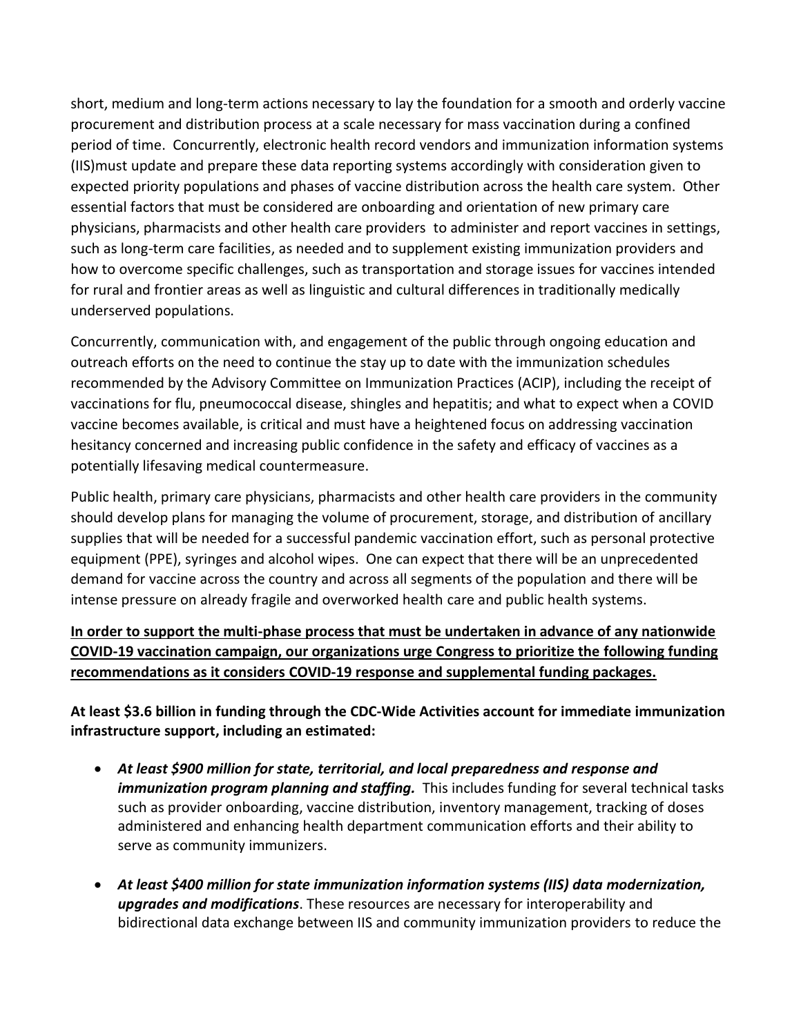short, medium and long-term actions necessary to lay the foundation for a smooth and orderly vaccine procurement and distribution process at a scale necessary for mass vaccination during a confined period of time. Concurrently, electronic health record vendors and immunization information systems (IIS)must update and prepare these data reporting systems accordingly with consideration given to expected priority populations and phases of vaccine distribution across the health care system. Other essential factors that must be considered are onboarding and orientation of new primary care physicians, pharmacists and other health care providers to administer and report vaccines in settings, such as long-term care facilities, as needed and to supplement existing immunization providers and how to overcome specific challenges, such as transportation and storage issues for vaccines intended for rural and frontier areas as well as linguistic and cultural differences in traditionally medically underserved populations.

Concurrently, communication with, and engagement of the public through ongoing education and outreach efforts on the need to continue the stay up to date with the immunization schedules recommended by the Advisory Committee on Immunization Practices (ACIP), including the receipt of vaccinations for flu, pneumococcal disease, shingles and hepatitis; and what to expect when a COVID vaccine becomes available, is critical and must have a heightened focus on addressing vaccination hesitancy concerned and increasing public confidence in the safety and efficacy of vaccines as a potentially lifesaving medical countermeasure.

Public health, primary care physicians, pharmacists and other health care providers in the community should develop plans for managing the volume of procurement, storage, and distribution of ancillary supplies that will be needed for a successful pandemic vaccination effort, such as personal protective equipment (PPE), syringes and alcohol wipes. One can expect that there will be an unprecedented demand for vaccine across the country and across all segments of the population and there will be intense pressure on already fragile and overworked health care and public health systems.

**In order to support the multi-phase process that must be undertaken in advance of any nationwide COVID-19 vaccination campaign, our organizations urge Congress to prioritize the following funding recommendations as it considers COVID-19 response and supplemental funding packages.**

**At least $3.6 billion in funding through the CDC-Wide Activities account for immediate immunization infrastructure support, including an estimated:**

- ***At least $900 million for state, territorial, and local preparedness and response and immunization program planning and staffing.*** This includes funding for several technical tasks such as provider onboarding, vaccine distribution, inventory management, tracking of doses administered and enhancing health department communication efforts and their ability to serve as community immunizers.

- ***At least $400 million for state immunization information systems (IIS) data modernization, upgrades and modifications***. These resources are necessary for interoperability and bidirectional data exchange between IIS and community immunization providers to reduce the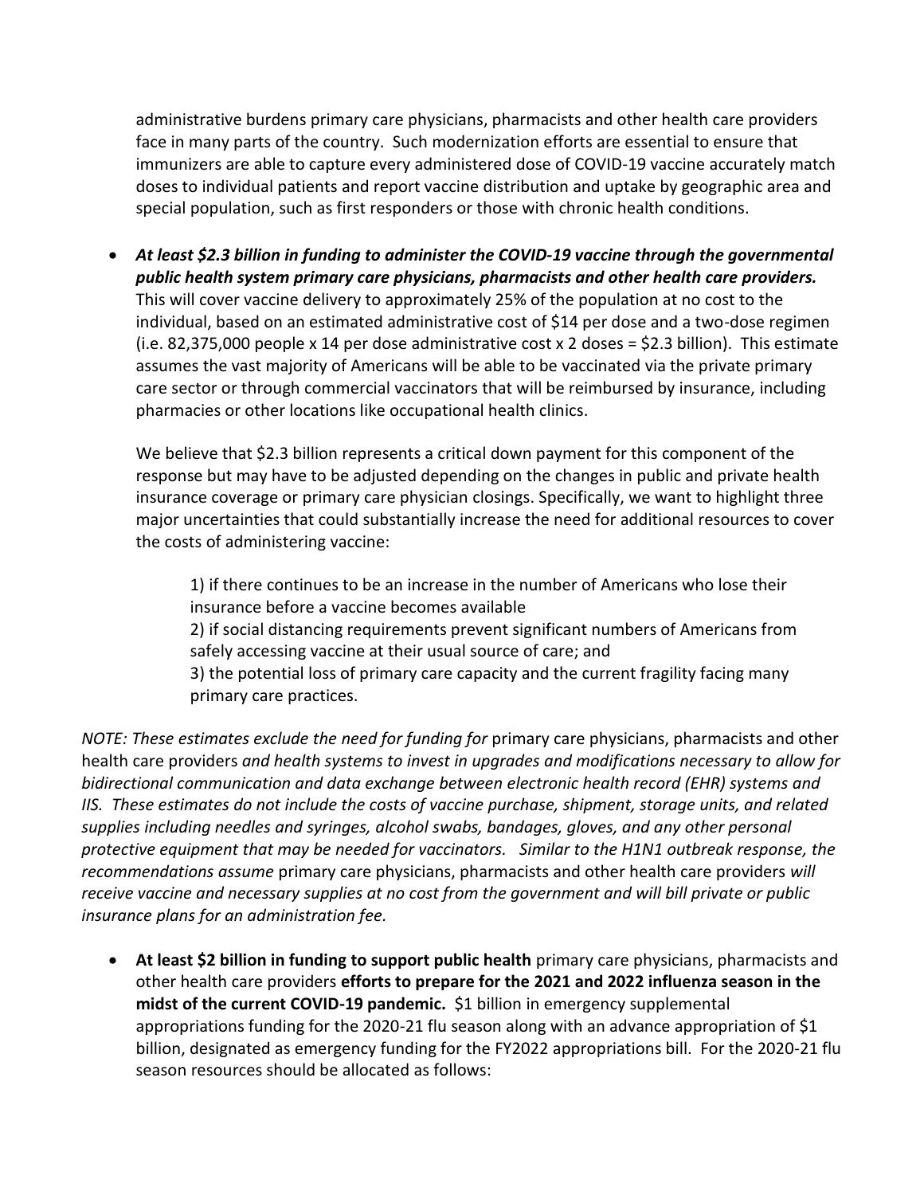administrative burdens primary care physicians, pharmacists and other health care providers face in many parts of the country. Such modernization efforts are essential to ensure that immunizers are able to capture every administered dose of COVID-19 vaccine accurately match doses to individual patients and report vaccine distribution and uptake by geographic area and special population, such as first responders or those with chronic health conditions.

- ***At least $2.3 billion in funding to administer the COVID-19 vaccine through the governmental public health system primary care physicians, pharmacists and other health care providers.*** This will cover vaccine delivery to approximately 25% of the population at no cost to the individual, based on an estimated administrative cost of $14 per dose and a two-dose regimen (i.e. 82,375,000 people x 14 per dose administrative cost x 2 doses = $2.3 billion). This estimate assumes the vast majority of Americans will be able to be vaccinated via the private primary care sector or through commercial vaccinators that will be reimbursed by insurance, including pharmacies or other locations like occupational health clinics.

  We believe that $2.3 billion represents a critical down payment for this component of the response but may have to be adjusted depending on the changes in public and private health insurance coverage or primary care physician closings. Specifically, we want to highlight three major uncertainties that could substantially increase the need for additional resources to cover the costs of administering vaccine:

  1) if there continues to be an increase in the number of Americans who lose their insurance before a vaccine becomes available
  2) if social distancing requirements prevent significant numbers of Americans from safely accessing vaccine at their usual source of care; and
  3) the potential loss of primary care capacity and the current fragility facing many primary care practices.

*NOTE: These estimates exclude the need for funding for* primary care physicians, pharmacists and other health care providers *and health systems to invest in upgrades and modifications necessary to allow for bidirectional communication and data exchange between electronic health record (EHR) systems and IIS. These estimates do not include the costs of vaccine purchase, shipment, storage units, and related supplies including needles and syringes, alcohol swabs, bandages, gloves, and any other personal protective equipment that may be needed for vaccinators. Similar to the H1N1 outbreak response, the recommendations assume* primary care physicians, pharmacists and other health care providers *will receive vaccine and necessary supplies at no cost from the government and will bill private or public insurance plans for an administration fee.*

- **At least $2 billion in funding to support public health** primary care physicians, pharmacists and other health care providers **efforts to prepare for the 2021 and 2022 influenza season in the midst of the current COVID-19 pandemic.** $1 billion in emergency supplemental appropriations funding for the 2020-21 flu season along with an advance appropriation of $1 billion, designated as emergency funding for the FY2022 appropriations bill. For the 2020-21 flu season resources should be allocated as follows: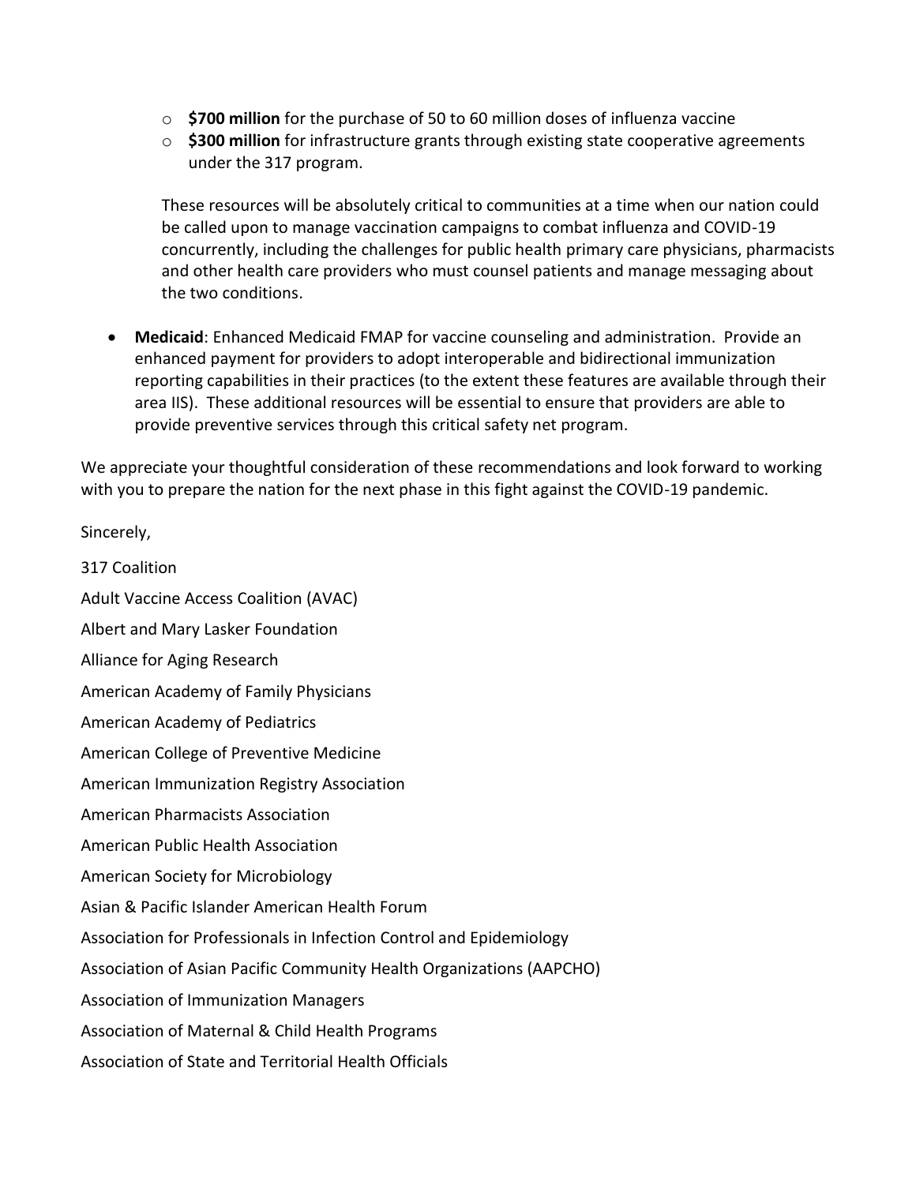- **$700 million** for the purchase of 50 to 60 million doses of influenza vaccine
  - **$300 million** for infrastructure grants through existing state cooperative agreements under the 317 program.

  These resources will be absolutely critical to communities at a time when our nation could be called upon to manage vaccination campaigns to combat influenza and COVID-19 concurrently, including the challenges for public health primary care physicians, pharmacists and other health care providers who must counsel patients and manage messaging about the two conditions.

- **Medicaid**: Enhanced Medicaid FMAP for vaccine counseling and administration. Provide an enhanced payment for providers to adopt interoperable and bidirectional immunization reporting capabilities in their practices (to the extent these features are available through their area IIS). These additional resources will be essential to ensure that providers are able to provide preventive services through this critical safety net program.

We appreciate your thoughtful consideration of these recommendations and look forward to working with you to prepare the nation for the next phase in this fight against the COVID-19 pandemic.

Sincerely,

317 Coalition

Adult Vaccine Access Coalition (AVAC)

Albert and Mary Lasker Foundation

Alliance for Aging Research

American Academy of Family Physicians

American Academy of Pediatrics

American College of Preventive Medicine

American Immunization Registry Association

American Pharmacists Association

American Public Health Association

American Society for Microbiology

Asian & Pacific Islander American Health Forum

Association for Professionals in Infection Control and Epidemiology

Association of Asian Pacific Community Health Organizations (AAPCHO)

Association of Immunization Managers

Association of Maternal & Child Health Programs

Association of State and Territorial Health Officials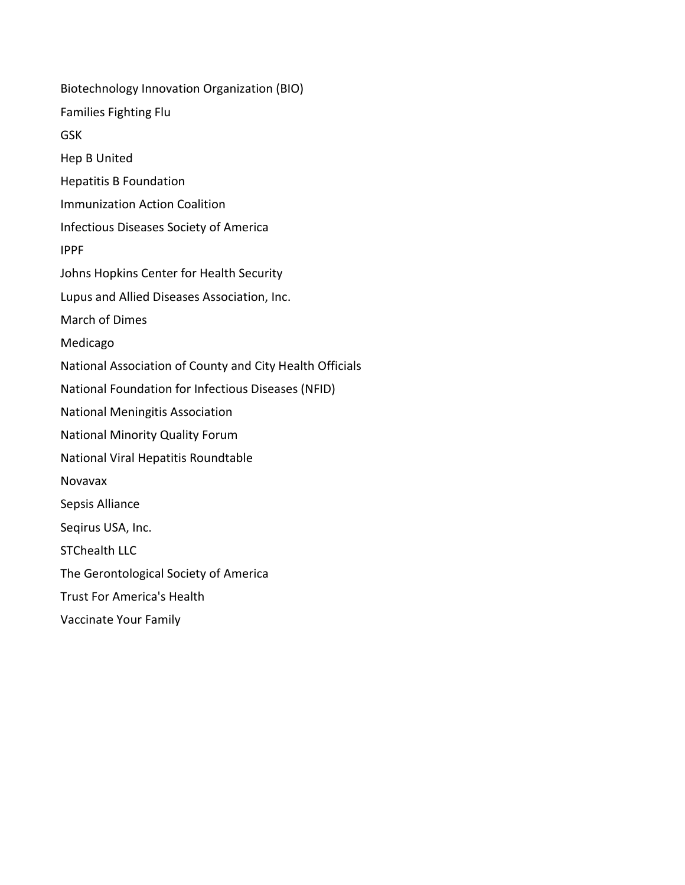Biotechnology Innovation Organization (BIO)

Families Fighting Flu

GSK

Hep B United

Hepatitis B Foundation

Immunization Action Coalition

Infectious Diseases Society of America

IPPF

Johns Hopkins Center for Health Security

Lupus and Allied Diseases Association, Inc.

March of Dimes

Medicago

National Association of County and City Health Officials

National Foundation for Infectious Diseases (NFID)

National Meningitis Association

National Minority Quality Forum

National Viral Hepatitis Roundtable

Novavax

Sepsis Alliance

Seqirus USA, Inc.

STChealth LLC

The Gerontological Society of America

Trust For America's Health

Vaccinate Your Family